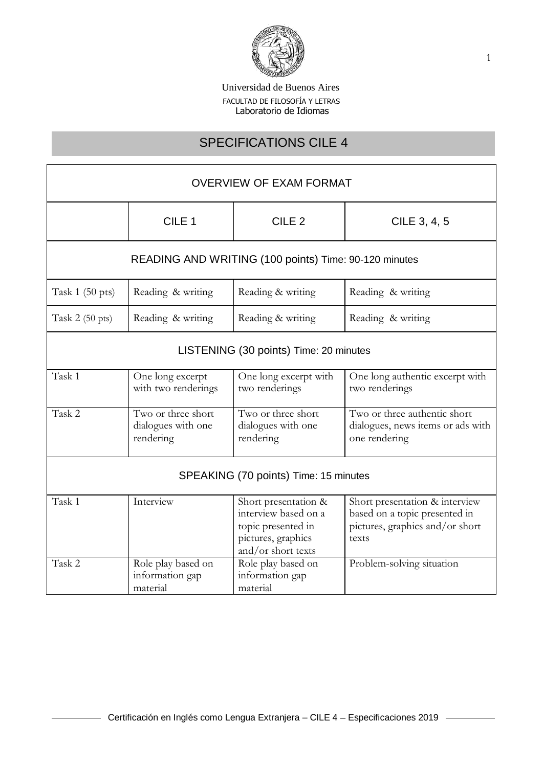Universidad de Buenos Aires
FACULTAD DE FILOSOFÍA Y LETRAS
Laboratorio de Idiomas

# SPECIFICATIONS CILE 4

| OVERVIEW OF EXAM FORMAT | | | |
|---|---|---|---|
| | CILE 1 | CILE 2 | CILE 3, 4, 5 |
| **READING AND WRITING (100 points) Time: 90-120 minutes** | | | |
| Task 1 (50 pts) | Reading & writing | Reading & writing | Reading & writing |
| Task 2 (50 pts) | Reading & writing | Reading & writing | Reading & writing |
| **LISTENING (30 points) Time: 20 minutes** | | | |
| Task 1 | One long excerpt with two renderings | One long excerpt with two renderings | One long authentic excerpt with two renderings |
| Task 2 | Two or three short dialogues with one rendering | Two or three short dialogues with one rendering | Two or three authentic short dialogues, news items or ads with one rendering |
| **SPEAKING (70 points) Time: 15 minutes** | | | |
| Task 1 | Interview | Short presentation & interview based on a topic presented in pictures, graphics and/or short texts | Short presentation & interview based on a topic presented in pictures, graphics and/or short texts |
| Task 2 | Role play based on information gap material | Role play based on information gap material | Problem-solving situation |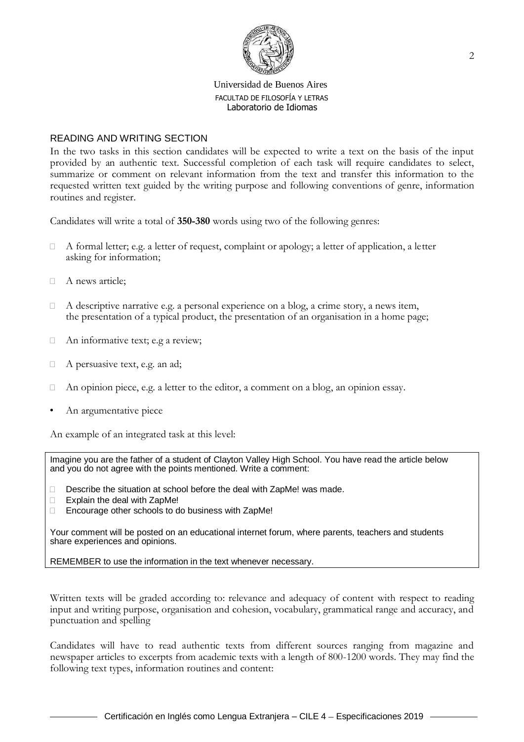Universidad de Buenos Aires
FACULTAD DE FILOSOFÍA Y LETRAS
Laboratorio de Idiomas

## READING AND WRITING SECTION

In the two tasks in this section candidates will be expected to write a text on the basis of the input provided by an authentic text. Successful completion of each task will require candidates to select, summarize or comment on relevant information from the text and transfer this information to the requested written text guided by the writing purpose and following conventions of genre, information routines and register.

Candidates will write a total of **350-380** words using two of the following genres:

- A formal letter; e.g. a letter of request, complaint or apology; a letter of application, a letter asking for information;
- A news article;
- A descriptive narrative e.g. a personal experience on a blog, a crime story, a news item, the presentation of a typical product, the presentation of an organisation in a home page;
- An informative text; e.g a review;
- A persuasive text, e.g. an ad;
- An opinion piece, e.g. a letter to the editor, a comment on a blog, an opinion essay.
- An argumentative piece

An example of an integrated task at this level:

> Imagine you are the father of a student of Clayton Valley High School. You have read the article below and you do not agree with the points mentioned. Write a comment:
>
> - Describe the situation at school before the deal with ZapMe! was made.
> - Explain the deal with ZapMe!
> - Encourage other schools to do business with ZapMe!
>
> Your comment will be posted on an educational internet forum, where parents, teachers and students share experiences and opinions.
>
> REMEMBER to use the information in the text whenever necessary.

Written texts will be graded according to: relevance and adequacy of content with respect to reading input and writing purpose, organisation and cohesion, vocabulary, grammatical range and accuracy, and punctuation and spelling

Candidates will have to read authentic texts from different sources ranging from magazine and newspaper articles to excerpts from academic texts with a length of 800-1200 words. They may find the following text types, information routines and content: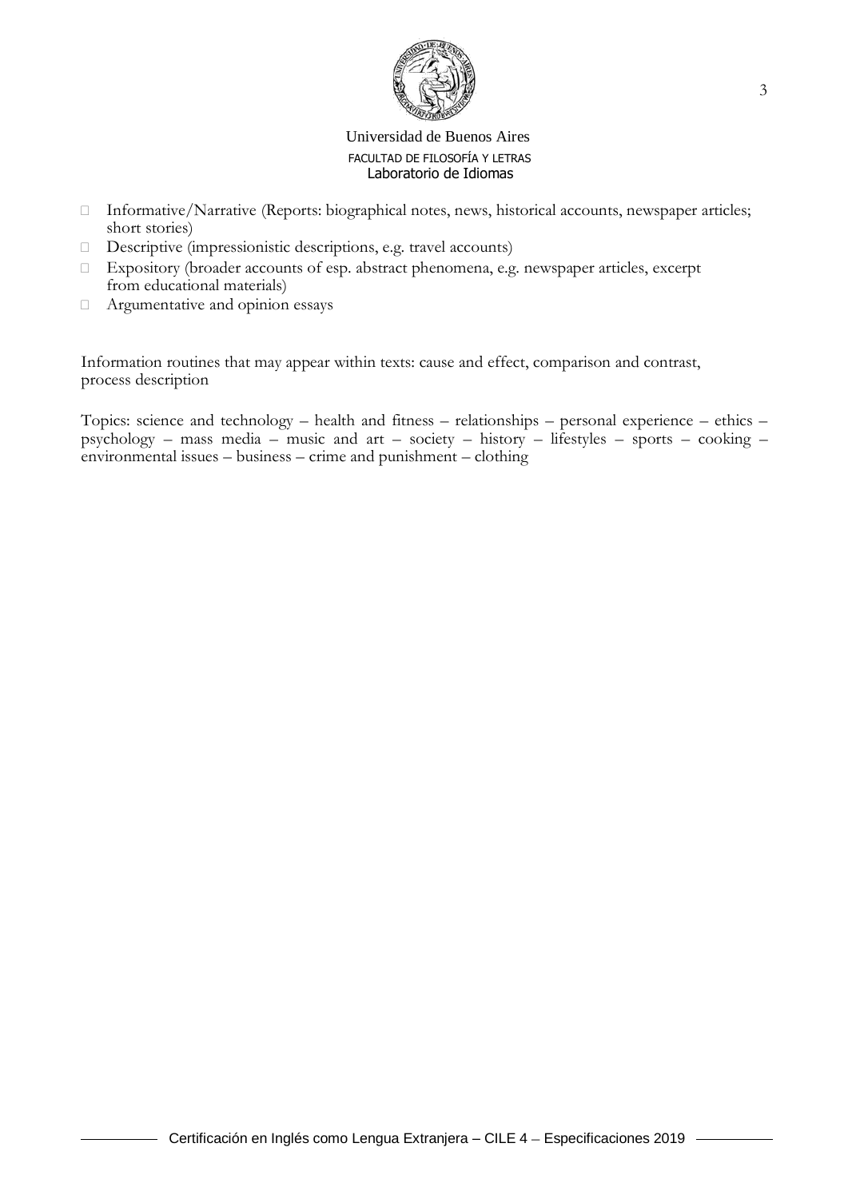- Informative/Narrative (Reports: biographical notes, news, historical accounts, newspaper articles; short stories)
- Descriptive (impressionistic descriptions, e.g. travel accounts)
- Expository (broader accounts of esp. abstract phenomena, e.g. newspaper articles, excerpt from educational materials)
- Argumentative and opinion essays

Information routines that may appear within texts: cause and effect, comparison and contrast, process description

Topics: science and technology – health and fitness – relationships – personal experience – ethics – psychology – mass media – music and art – society – history – lifestyles – sports – cooking – environmental issues – business – crime and punishment – clothing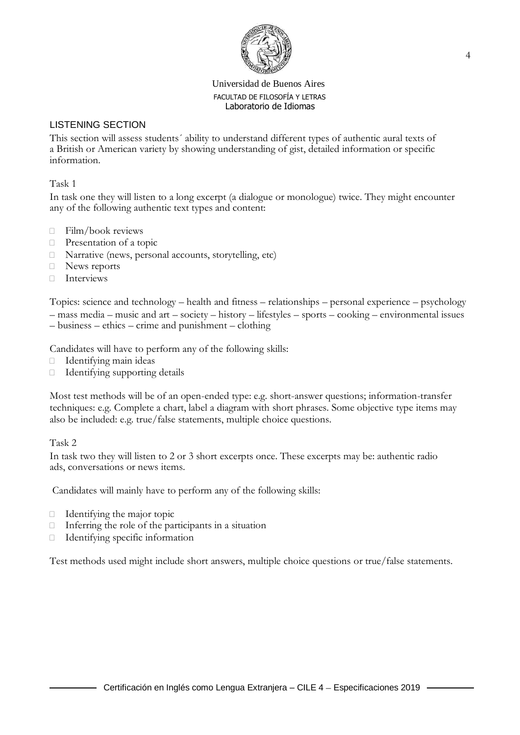## LISTENING SECTION

This section will assess students´ ability to understand different types of authentic aural texts of a British or American variety by showing understanding of gist, detailed information or specific information.

### Task 1

In task one they will listen to a long excerpt (a dialogue or monologue) twice. They might encounter any of the following authentic text types and content:

- Film/book reviews
- Presentation of a topic
- Narrative (news, personal accounts, storytelling, etc)
- News reports
- Interviews

Topics: science and technology – health and fitness – relationships – personal experience – psychology – mass media – music and art – society – history – lifestyles – sports – cooking – environmental issues – business – ethics – crime and punishment – clothing

Candidates will have to perform any of the following skills:

- Identifying main ideas
- Identifying supporting details

Most test methods will be of an open-ended type: e.g. short-answer questions; information-transfer techniques: e.g. Complete a chart, label a diagram with short phrases. Some objective type items may also be included: e.g. true/false statements, multiple choice questions.

### Task 2

In task two they will listen to 2 or 3 short excerpts once. These excerpts may be: authentic radio ads, conversations or news items.

Candidates will mainly have to perform any of the following skills:

- Identifying the major topic
- Inferring the role of the participants in a situation
- Identifying specific information

Test methods used might include short answers, multiple choice questions or true/false statements.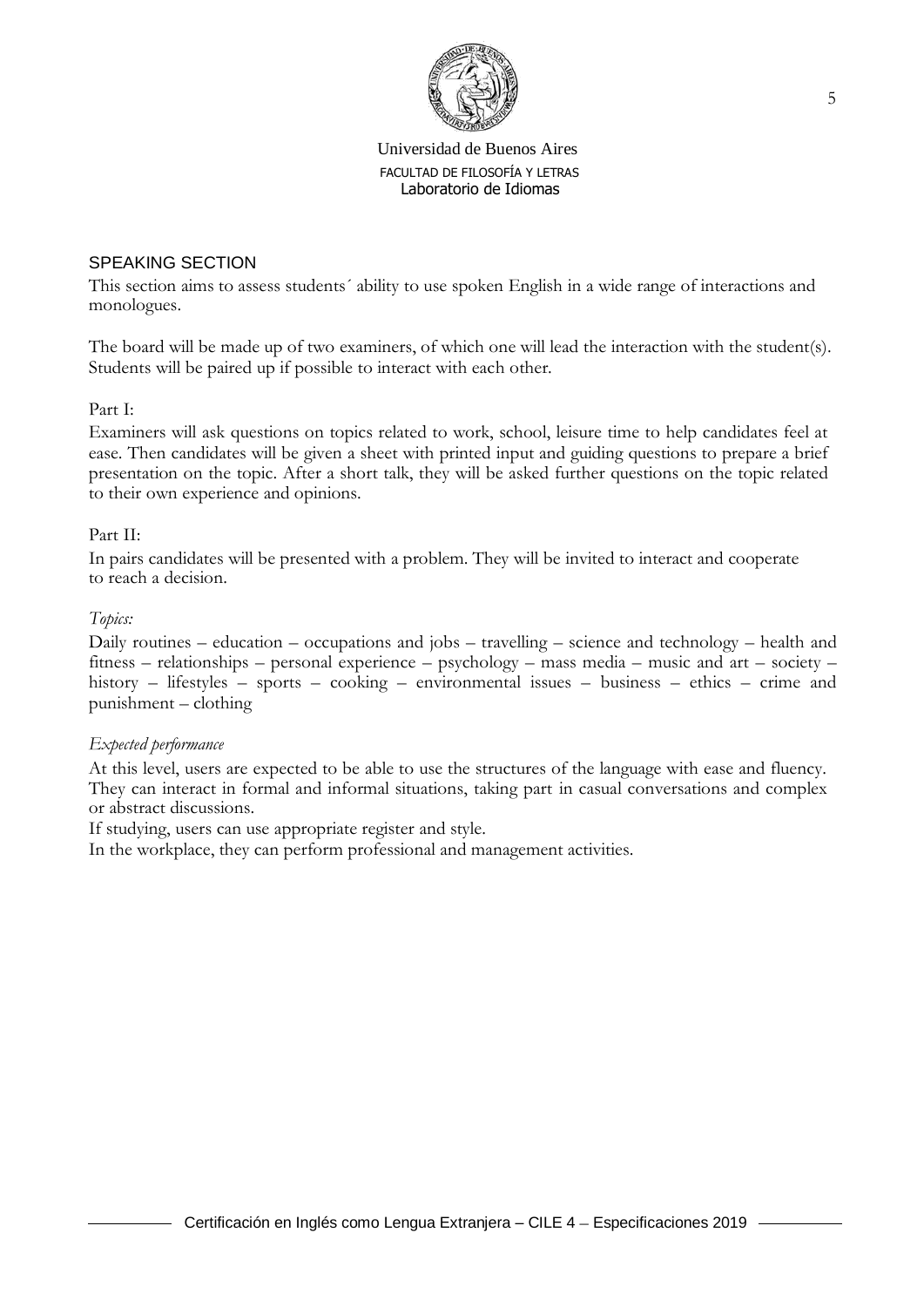## SPEAKING SECTION

This section aims to assess students´ ability to use spoken English in a wide range of interactions and monologues.

The board will be made up of two examiners, of which one will lead the interaction with the student(s). Students will be paired up if possible to interact with each other.

Part I:

Examiners will ask questions on topics related to work, school, leisure time to help candidates feel at ease. Then candidates will be given a sheet with printed input and guiding questions to prepare a brief presentation on the topic. After a short talk, they will be asked further questions on the topic related to their own experience and opinions.

Part II:

In pairs candidates will be presented with a problem. They will be invited to interact and cooperate to reach a decision.

*Topics:*

Daily routines – education – occupations and jobs – travelling – science and technology – health and fitness – relationships – personal experience – psychology – mass media – music and art – society – history – lifestyles – sports – cooking – environmental issues – business – ethics – crime and punishment – clothing

*Expected performance*

At this level, users are expected to be able to use the structures of the language with ease and fluency. They can interact in formal and informal situations, taking part in casual conversations and complex or abstract discussions.

If studying, users can use appropriate register and style.

In the workplace, they can perform professional and management activities.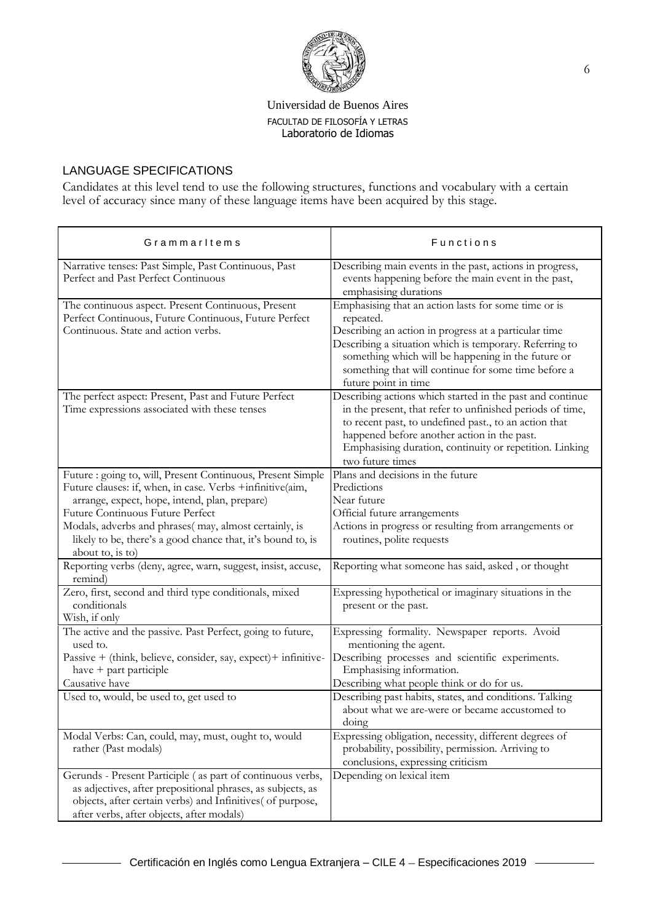Universidad de Buenos Aires
FACULTAD DE FILOSOFÍA Y LETRAS
Laboratorio de Idiomas

## LANGUAGE SPECIFICATIONS

Candidates at this level tend to use the following structures, functions and vocabulary with a certain level of accuracy since many of these language items have been acquired by this stage.

| Grammar Items | Functions |
|---|---|
| Narrative tenses: Past Simple, Past Continuous, Past Perfect and Past Perfect Continuous | Describing main events in the past, actions in progress, events happening before the main event in the past, emphasising durations |
| The continuous aspect. Present Continuous, Present Perfect Continuous, Future Continuous, Future Perfect Continuous. State and action verbs. | Emphasising that an action lasts for some time or is repeated. Describing an action in progress at a particular time Describing a situation which is temporary. Referring to something which will be happening in the future or something that will continue for some time before a future point in time |
| The perfect aspect: Present, Past and Future Perfect Time expressions associated with these tenses | Describing actions which started in the past and continue in the present, that refer to unfinished periods of time, to recent past, to undefined past., to an action that happened before another action in the past. Emphasising duration, continuity or repetition. Linking two future times |
| Future : going to, will, Present Continuous, Present Simple Future clauses: if, when, in case. Verbs +infinitive(aim, arrange, expect, hope, intend, plan, prepare) Future Continuous Future Perfect Modals, adverbs and phrases( may, almost certainly, is likely to be, there's a good chance that, it's bound to, is about to, is to) | Plans and decisions in the future Predictions Near future Official future arrangements Actions in progress or resulting from arrangements or routines, polite requests |
| Reporting verbs (deny, agree, warn, suggest, insist, accuse, remind) | Reporting what someone has said, asked , or thought |
| Zero, first, second and third type conditionals, mixed conditionals Wish, if only | Expressing hypothetical or imaginary situations in the present or the past. |
| The active and the passive. Past Perfect, going to future, used to. Passive + (think, believe, consider, say, expect)+ infinitive-have + part participle Causative have | Expressing formality. Newspaper reports. Avoid mentioning the agent. Describing processes and scientific experiments. Emphasising information. Describing what people think or do for us. |
| Used to, would, be used to, get used to | Describing past habits, states, and conditions. Talking about what we are-were or became accustomed to doing |
| Modal Verbs: Can, could, may, must, ought to, would rather (Past modals) | Expressing obligation, necessity, different degrees of probability, possibility, permission. Arriving to conclusions, expressing criticism |
| Gerunds - Present Participle ( as part of continuous verbs, as adjectives, after prepositional phrases, as subjects, as objects, after certain verbs) and Infinitives( of purpose, after verbs, after objects, after modals) | Depending on lexical item |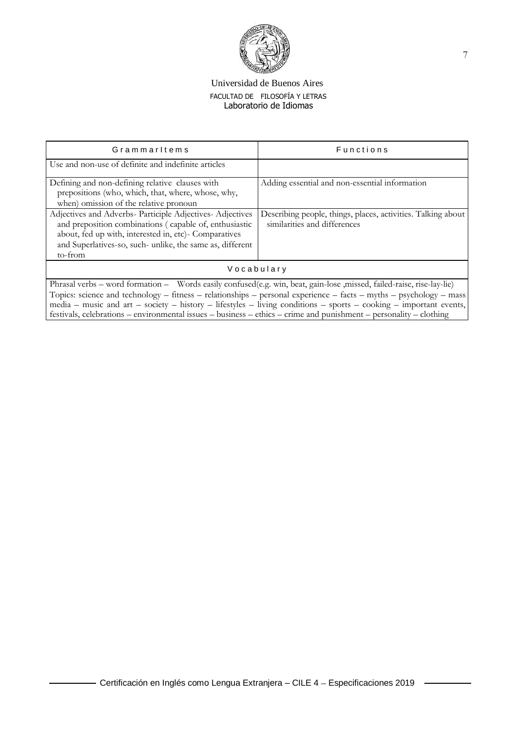Universidad de Buenos Aires
FACULTAD DE FILOSOFÍA Y LETRAS
Laboratorio de Idiomas

| GrammarItems | Functions |
| --- | --- |
| Use and non-use of definite and indefinite articles | |
| Defining and non-defining relative clauses with prepositions (who, which, that, where, whose, why, when) omission of the relative pronoun | Adding essential and non-essential information |
| Adjectives and Adverbs- Participle Adjectives- Adjectives and preposition combinations ( capable of, enthusiastic about, fed up with, interested in, etc)- Comparatives and Superlatives-so, such- unlike, the same as, different to-from | Describing people, things, places, activities. Talking about similarities and differences |
| Vocabulary | |
| Phrasal verbs – word formation – Words easily confused(e.g. win, beat, gain-lose ,missed, failed-raise, rise-lay-lie) Topics: science and technology – fitness – relationships – personal experience – facts – myths – psychology – mass media – music and art – society – history – lifestyles – living conditions – sports – cooking – important events, festivals, celebrations – environmental issues – business – ethics – crime and punishment – personality – clothing | |